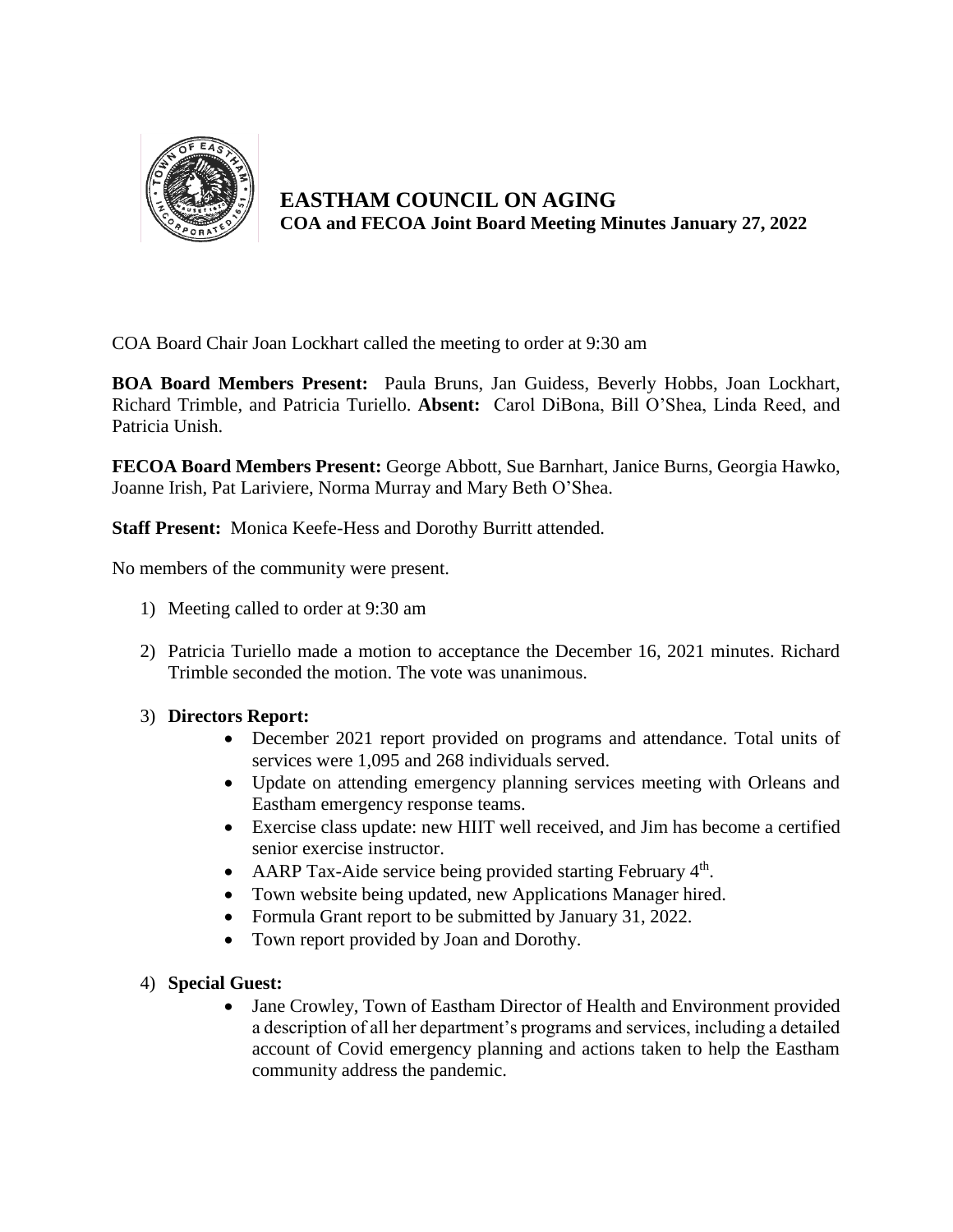# EASTHAM COUNCIL ON AGING

## COA and FECOA Joint Board Meeting Minutes January 27, 2022

COA Board Chair Joan Lockhart called the meeting to order at 9:30 am

**BOA Board Members Present:** Paula Bruns, Jan Guidess, Beverly Hobbs, Joan Lockhart, Richard Trimble, and Patricia Turiello. **Absent:** Carol DiBona, Bill O'Shea, Linda Reed, and Patricia Unish.

**FECOA Board Members Present:** George Abbott, Sue Barnhart, Janice Burns, Georgia Hawko, Joanne Irish, Pat Lariviere, Norma Murray and Mary Beth O'Shea.

**Staff Present:** Monica Keefe-Hess and Dorothy Burritt attended.

No members of the community were present.

1) Meeting called to order at 9:30 am

2) Patricia Turiello made a motion to acceptance the December 16, 2021 minutes. Richard Trimble seconded the motion. The vote was unanimous.

3) **Directors Report:**
   - December 2021 report provided on programs and attendance. Total units of services were 1,095 and 268 individuals served.
   - Update on attending emergency planning services meeting with Orleans and Eastham emergency response teams.
   - Exercise class update: new HIIT well received, and Jim has become a certified senior exercise instructor.
   - AARP Tax-Aide service being provided starting February 4th.
   - Town website being updated, new Applications Manager hired.
   - Formula Grant report to be submitted by January 31, 2022.
   - Town report provided by Joan and Dorothy.

4) **Special Guest:**
   - Jane Crowley, Town of Eastham Director of Health and Environment provided a description of all her department's programs and services, including a detailed account of Covid emergency planning and actions taken to help the Eastham community address the pandemic.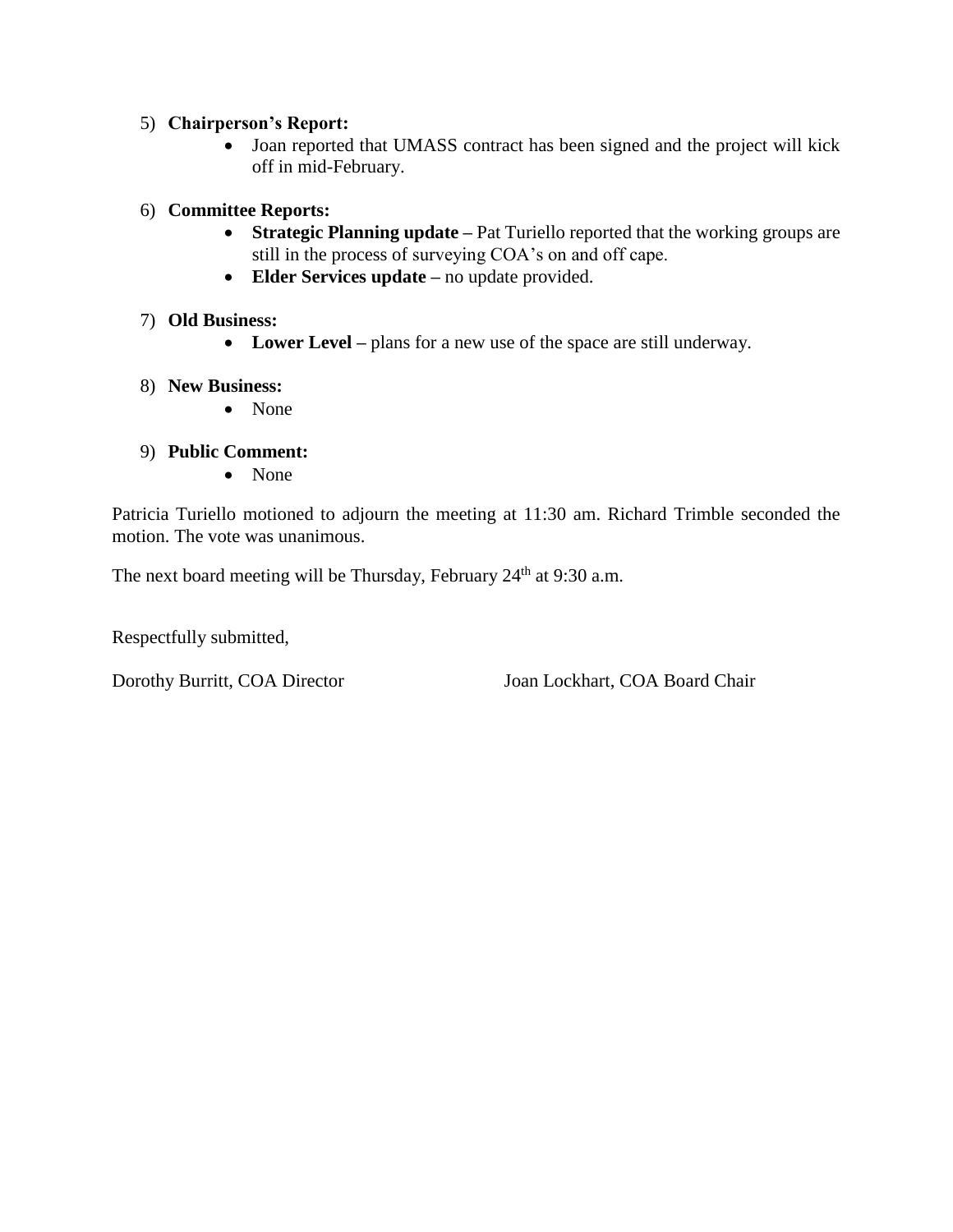5) **Chairperson's Report:**
   - Joan reported that UMASS contract has been signed and the project will kick off in mid-February.

6) **Committee Reports:**
   - **Strategic Planning update –** Pat Turiello reported that the working groups are still in the process of surveying COA's on and off cape.
   - **Elder Services update –** no update provided.

7) **Old Business:**
   - **Lower Level –** plans for a new use of the space are still underway.

8) **New Business:**
   - None

9) **Public Comment:**
   - None

Patricia Turiello motioned to adjourn the meeting at 11:30 am. Richard Trimble seconded the motion. The vote was unanimous.

The next board meeting will be Thursday, February 24th at 9:30 a.m.

Respectfully submitted,

Dorothy Burritt, COA Director

Joan Lockhart, COA Board Chair